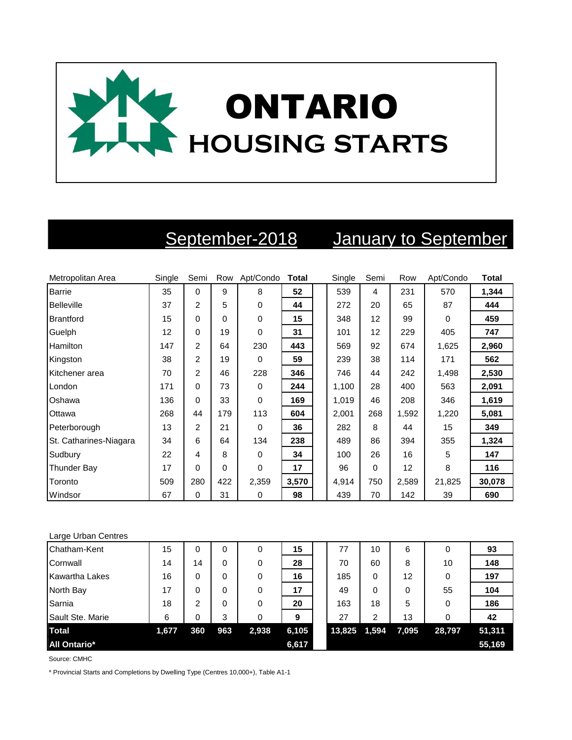# ONTARIO HOUSING STARTS

| Metropolitan Area | September-2018 | | | | | January to September | | | | |
|---|---|---|---|---|---|---|---|---|---|---|
| | Single | Semi | Row | Apt/Condo | **Total** | Single | Semi | Row | Apt/Condo | **Total** |
| Barrie | 35 | 0 | 9 | 8 | **52** | 539 | 4 | 231 | 570 | **1,344** |
| Belleville | 37 | 2 | 5 | 0 | **44** | 272 | 20 | 65 | 87 | **444** |
| Brantford | 15 | 0 | 0 | 0 | **15** | 348 | 12 | 99 | 0 | **459** |
| Guelph | 12 | 0 | 19 | 0 | **31** | 101 | 12 | 229 | 405 | **747** |
| Hamilton | 147 | 2 | 64 | 230 | **443** | 569 | 92 | 674 | 1,625 | **2,960** |
| Kingston | 38 | 2 | 19 | 0 | **59** | 239 | 38 | 114 | 171 | **562** |
| Kitchener area | 70 | 2 | 46 | 228 | **346** | 746 | 44 | 242 | 1,498 | **2,530** |
| London | 171 | 0 | 73 | 0 | **244** | 1,100 | 28 | 400 | 563 | **2,091** |
| Oshawa | 136 | 0 | 33 | 0 | **169** | 1,019 | 46 | 208 | 346 | **1,619** |
| Ottawa | 268 | 44 | 179 | 113 | **604** | 2,001 | 268 | 1,592 | 1,220 | **5,081** |
| Peterborough | 13 | 2 | 21 | 0 | **36** | 282 | 8 | 44 | 15 | **349** |
| St. Catharines-Niagara | 34 | 6 | 64 | 134 | **238** | 489 | 86 | 394 | 355 | **1,324** |
| Sudbury | 22 | 4 | 8 | 0 | **34** | 100 | 26 | 16 | 5 | **147** |
| Thunder Bay | 17 | 0 | 0 | 0 | **17** | 96 | 0 | 12 | 8 | **116** |
| Toronto | 509 | 280 | 422 | 2,359 | **3,570** | 4,914 | 750 | 2,589 | 21,825 | **30,078** |
| Windsor | 67 | 0 | 31 | 0 | **98** | 439 | 70 | 142 | 39 | **690** |

| Large Urban Centres | Single | Semi | Row | Apt/Condo | **Total** | Single | Semi | Row | Apt/Condo | **Total** |
|---|---|---|---|---|---|---|---|---|---|---|
| Chatham-Kent | 15 | 0 | 0 | 0 | **15** | 77 | 10 | 6 | 0 | **93** |
| Cornwall | 14 | 14 | 0 | 0 | **28** | 70 | 60 | 8 | 10 | **148** |
| Kawartha Lakes | 16 | 0 | 0 | 0 | **16** | 185 | 0 | 12 | 0 | **197** |
| North Bay | 17 | 0 | 0 | 0 | **17** | 49 | 0 | 0 | 55 | **104** |
| Sarnia | 18 | 2 | 0 | 0 | **20** | 163 | 18 | 5 | 0 | **186** |
| Sault Ste. Marie | 6 | 0 | 3 | 0 | **9** | 27 | 2 | 13 | 0 | **42** |
| **Total** | **1,677** | **360** | **963** | **2,938** | **6,105** | **13,825** | **1,594** | **7,095** | **28,797** | **51,311** |
| **All Ontario*** | | | | | **6,617** | | | | | **55,169** |

Source: CMHC

* Provincial Starts and Completions by Dwelling Type (Centres 10,000+), Table A1-1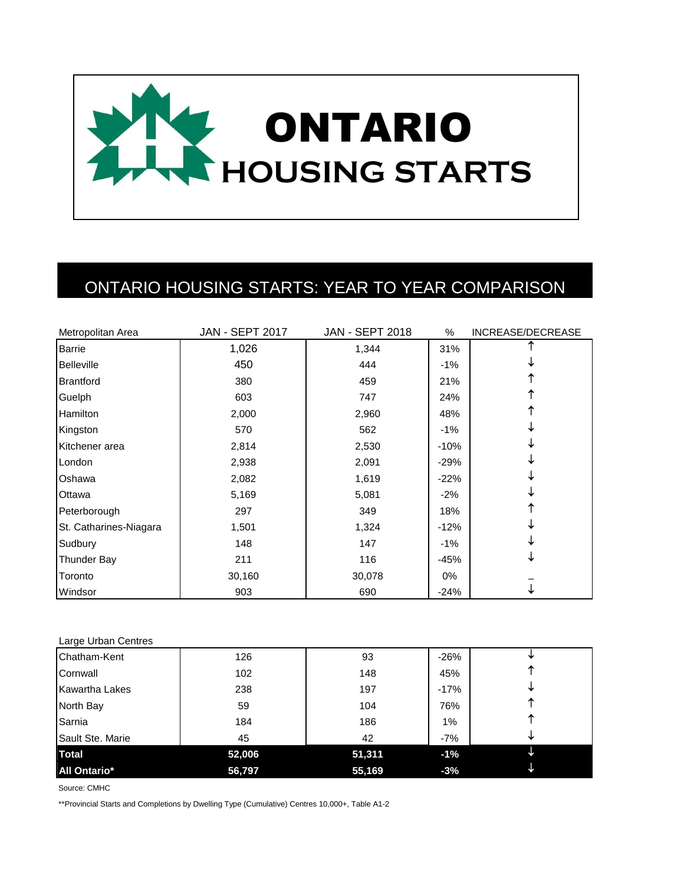# ONTARIO HOUSING STARTS

## ONTARIO HOUSING STARTS: YEAR TO YEAR COMPARISON

| Metropolitan Area | JAN - SEPT 2017 | JAN - SEPT 2018 | % | INCREASE/DECREASE |
|---|---|---|---|---|
| Barrie | 1,026 | 1,344 | 31% | ↑ |
| Belleville | 450 | 444 | -1% | ↓ |
| Brantford | 380 | 459 | 21% | ↑ |
| Guelph | 603 | 747 | 24% | ↑ |
| Hamilton | 2,000 | 2,960 | 48% | ↑ |
| Kingston | 570 | 562 | -1% | ↓ |
| Kitchener area | 2,814 | 2,530 | -10% | ↓ |
| London | 2,938 | 2,091 | -29% | ↓ |
| Oshawa | 2,082 | 1,619 | -22% | ↓ |
| Ottawa | 5,169 | 5,081 | -2% | ↓ |
| Peterborough | 297 | 349 | 18% | ↑ |
| St. Catharines-Niagara | 1,501 | 1,324 | -12% | ↓ |
| Sudbury | 148 | 147 | -1% | ↓ |
| Thunder Bay | 211 | 116 | -45% | ↓ |
| Toronto | 30,160 | 30,078 | 0% | _ |
| Windsor | 903 | 690 | -24% | ↓ |
| **Large Urban Centres** | | | | |
| Chatham-Kent | 126 | 93 | -26% | ↓ |
| Cornwall | 102 | 148 | 45% | ↑ |
| Kawartha Lakes | 238 | 197 | -17% | ↓ |
| North Bay | 59 | 104 | 76% | ↑ |
| Sarnia | 184 | 186 | 1% | ↑ |
| Sault Ste. Marie | 45 | 42 | -7% | ↓ |
| **Total** | **52,006** | **51,311** | **-1%** | ↓ |
| **All Ontario*** | **56,797** | **55,169** | **-3%** | ↓ |

Source: CMHC

**Provincial Starts and Completions by Dwelling Type (Cumulative) Centres 10,000+, Table A1-2